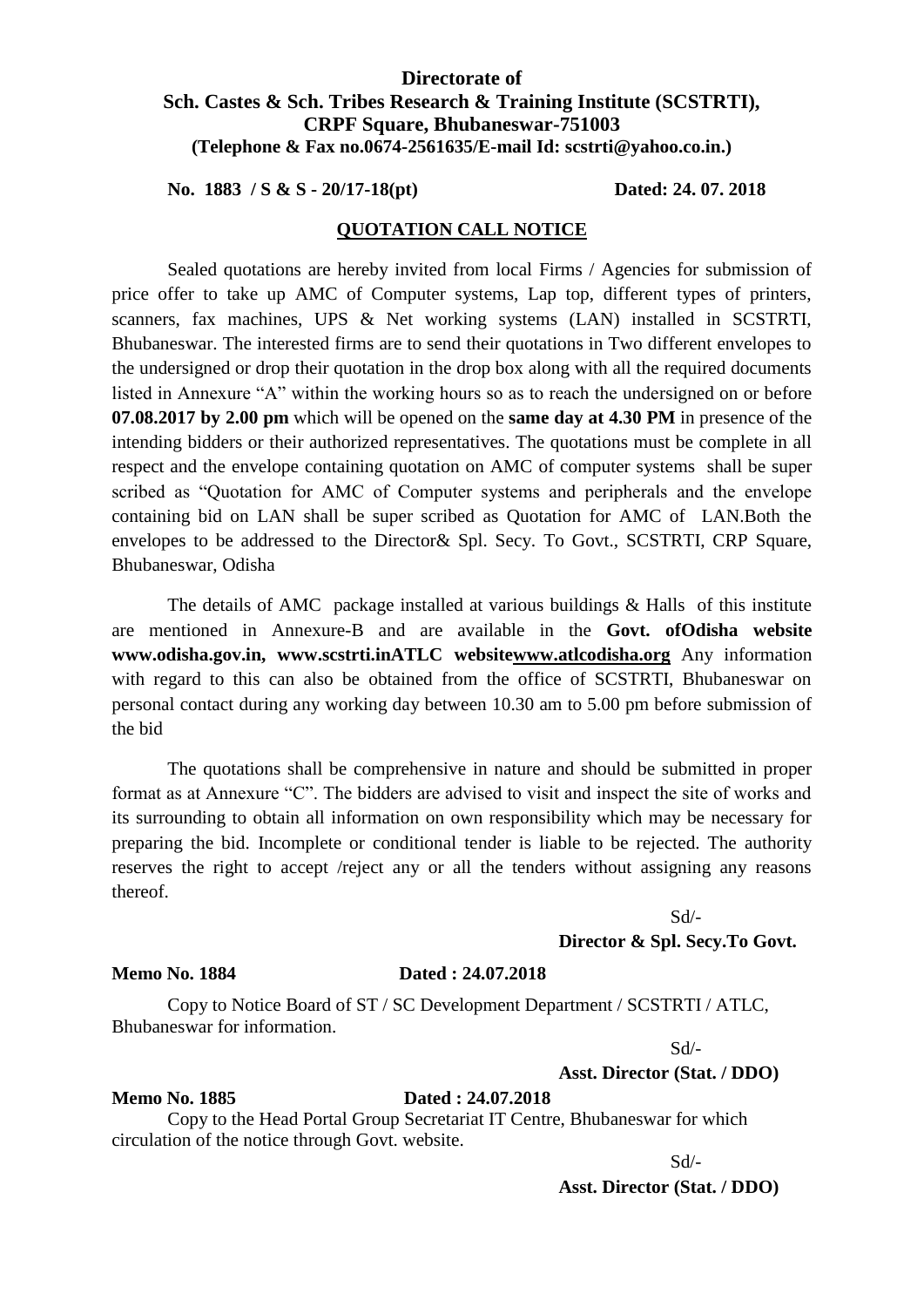**Directorate of**
**Sch. Castes & Sch. Tribes Research & Training Institute (SCSTRTI),**
**CRPF Square, Bhubaneswar-751003**
**(Telephone & Fax no.0674-2561635/E-mail Id: scstrti@yahoo.co.in.)**

**No. 1883 / S & S - 20/17-18(pt)** **Dated: 24. 07. 2018**

## QUOTATION CALL NOTICE

Sealed quotations are hereby invited from local Firms / Agencies for submission of price offer to take up AMC of Computer systems, Lap top, different types of printers, scanners, fax machines, UPS & Net working systems (LAN) installed in SCSTRTI, Bhubaneswar. The interested firms are to send their quotations in Two different envelopes to the undersigned or drop their quotation in the drop box along with all the required documents listed in Annexure "A" within the working hours so as to reach the undersigned on or before **07.08.2017 by 2.00 pm** which will be opened on the **same day at 4.30 PM** in presence of the intending bidders or their authorized representatives. The quotations must be complete in all respect and the envelope containing quotation on AMC of computer systems shall be super scribed as "Quotation for AMC of Computer systems and peripherals and the envelope containing bid on LAN shall be super scribed as Quotation for AMC of LAN.Both the envelopes to be addressed to the Director& Spl. Secy. To Govt., SCSTRTI, CRP Square, Bhubaneswar, Odisha

The details of AMC package installed at various buildings & Halls of this institute are mentioned in Annexure-B and are available in the **Govt. ofOdisha website www.odisha.gov.in, www.scstrti.inATLC websitewww.atlcodisha.org** Any information with regard to this can also be obtained from the office of SCSTRTI, Bhubaneswar on personal contact during any working day between 10.30 am to 5.00 pm before submission of the bid

The quotations shall be comprehensive in nature and should be submitted in proper format as at Annexure "C". The bidders are advised to visit and inspect the site of works and its surrounding to obtain all information on own responsibility which may be necessary for preparing the bid. Incomplete or conditional tender is liable to be rejected. The authority reserves the right to accept /reject any or all the tenders without assigning any reasons thereof.

Sd/-
**Director & Spl. Secy.To Govt.**

**Memo No. 1884** **Dated : 24.07.2018**

Copy to Notice Board of ST / SC Development Department / SCSTRTI / ATLC, Bhubaneswar for information.

Sd/-
**Asst. Director (Stat. / DDO)**

**Memo No. 1885** **Dated : 24.07.2018**

Copy to the Head Portal Group Secretariat IT Centre, Bhubaneswar for which circulation of the notice through Govt. website.

Sd/-
**Asst. Director (Stat. / DDO)**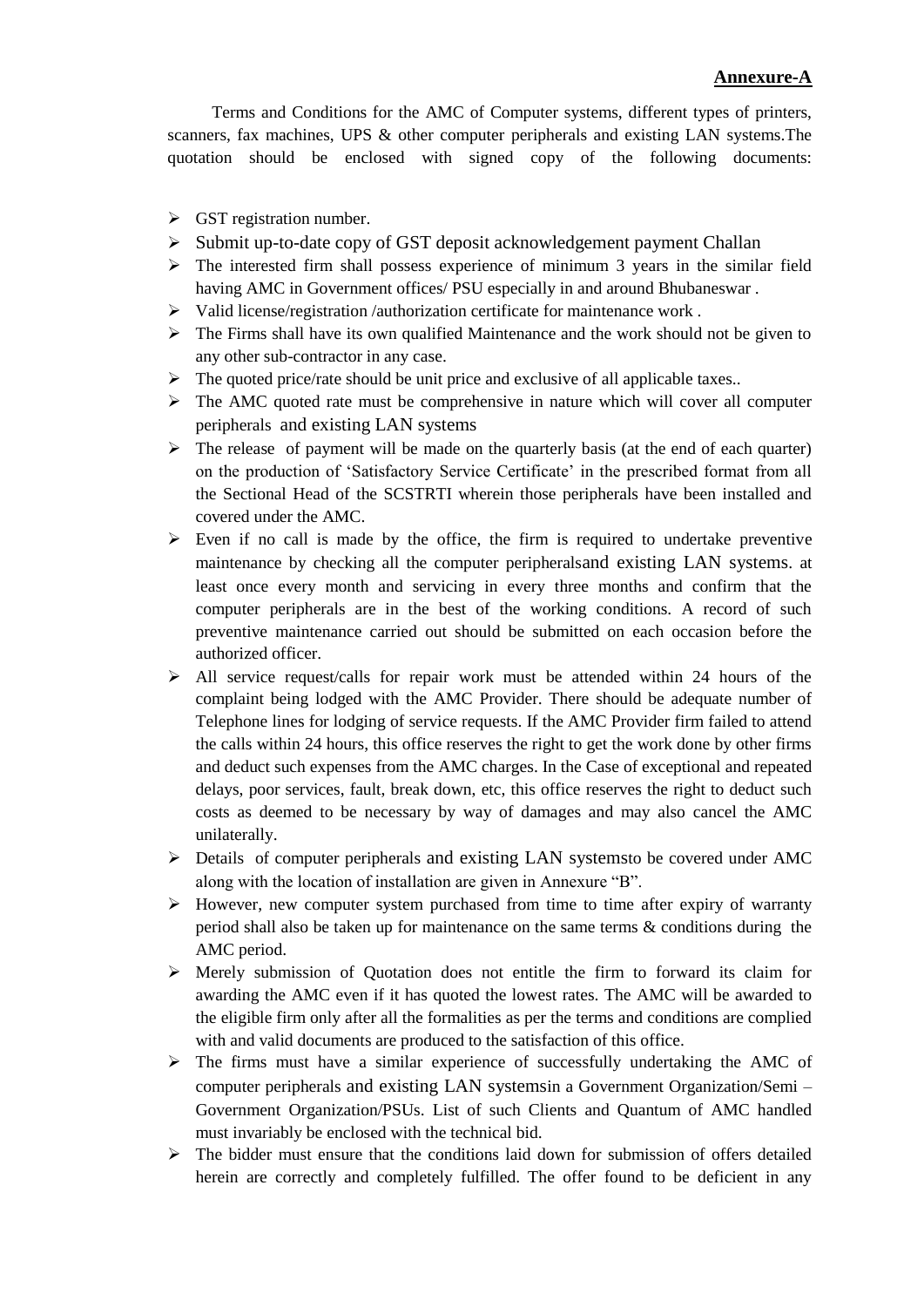**Annexure-A**

Terms and Conditions for the AMC of Computer systems, different types of printers, scanners, fax machines, UPS & other computer peripherals and existing LAN systems.The quotation should be enclosed with signed copy of the following documents:

- GST registration number.
- Submit up-to-date copy of GST deposit acknowledgement payment Challan
- The interested firm shall possess experience of minimum 3 years in the similar field having AMC in Government offices/ PSU especially in and around Bhubaneswar .
- Valid license/registration /authorization certificate for maintenance work .
- The Firms shall have its own qualified Maintenance and the work should not be given to any other sub-contractor in any case.
- The quoted price/rate should be unit price and exclusive of all applicable taxes..
- The AMC quoted rate must be comprehensive in nature which will cover all computer peripherals and existing LAN systems
- The release of payment will be made on the quarterly basis (at the end of each quarter) on the production of 'Satisfactory Service Certificate' in the prescribed format from all the Sectional Head of the SCSTRTI wherein those peripherals have been installed and covered under the AMC.
- Even if no call is made by the office, the firm is required to undertake preventive maintenance by checking all the computer peripheralsand existing LAN systems. at least once every month and servicing in every three months and confirm that the computer peripherals are in the best of the working conditions. A record of such preventive maintenance carried out should be submitted on each occasion before the authorized officer.
- All service request/calls for repair work must be attended within 24 hours of the complaint being lodged with the AMC Provider. There should be adequate number of Telephone lines for lodging of service requests. If the AMC Provider firm failed to attend the calls within 24 hours, this office reserves the right to get the work done by other firms and deduct such expenses from the AMC charges. In the Case of exceptional and repeated delays, poor services, fault, break down, etc, this office reserves the right to deduct such costs as deemed to be necessary by way of damages and may also cancel the AMC unilaterally.
- Details of computer peripherals and existing LAN systemsto be covered under AMC along with the location of installation are given in Annexure "B".
- However, new computer system purchased from time to time after expiry of warranty period shall also be taken up for maintenance on the same terms & conditions during the AMC period.
- Merely submission of Quotation does not entitle the firm to forward its claim for awarding the AMC even if it has quoted the lowest rates. The AMC will be awarded to the eligible firm only after all the formalities as per the terms and conditions are complied with and valid documents are produced to the satisfaction of this office.
- The firms must have a similar experience of successfully undertaking the AMC of computer peripherals and existing LAN systemsin a Government Organization/Semi – Government Organization/PSUs. List of such Clients and Quantum of AMC handled must invariably be enclosed with the technical bid.
- The bidder must ensure that the conditions laid down for submission of offers detailed herein are correctly and completely fulfilled. The offer found to be deficient in any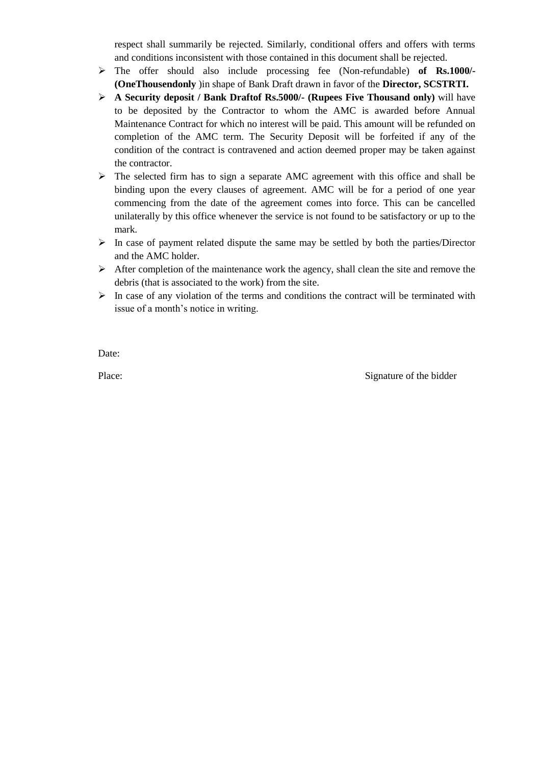respect shall summarily be rejected. Similarly, conditional offers and offers with terms and conditions inconsistent with those contained in this document shall be rejected.

- The offer should also include processing fee (Non-refundable) **of Rs.1000/- (OneThousendonly** )in shape of Bank Draft drawn in favor of the **Director, SCSTRTI.**
- **A Security deposit / Bank Draftof Rs.5000/- (Rupees Five Thousand only)** will have to be deposited by the Contractor to whom the AMC is awarded before Annual Maintenance Contract for which no interest will be paid. This amount will be refunded on completion of the AMC term. The Security Deposit will be forfeited if any of the condition of the contract is contravened and action deemed proper may be taken against the contractor.
- The selected firm has to sign a separate AMC agreement with this office and shall be binding upon the every clauses of agreement. AMC will be for a period of one year commencing from the date of the agreement comes into force. This can be cancelled unilaterally by this office whenever the service is not found to be satisfactory or up to the mark.
- In case of payment related dispute the same may be settled by both the parties/Director and the AMC holder.
- After completion of the maintenance work the agency, shall clean the site and remove the debris (that is associated to the work) from the site.
- In case of any violation of the terms and conditions the contract will be terminated with issue of a month's notice in writing.

Date:

Place: Signature of the bidder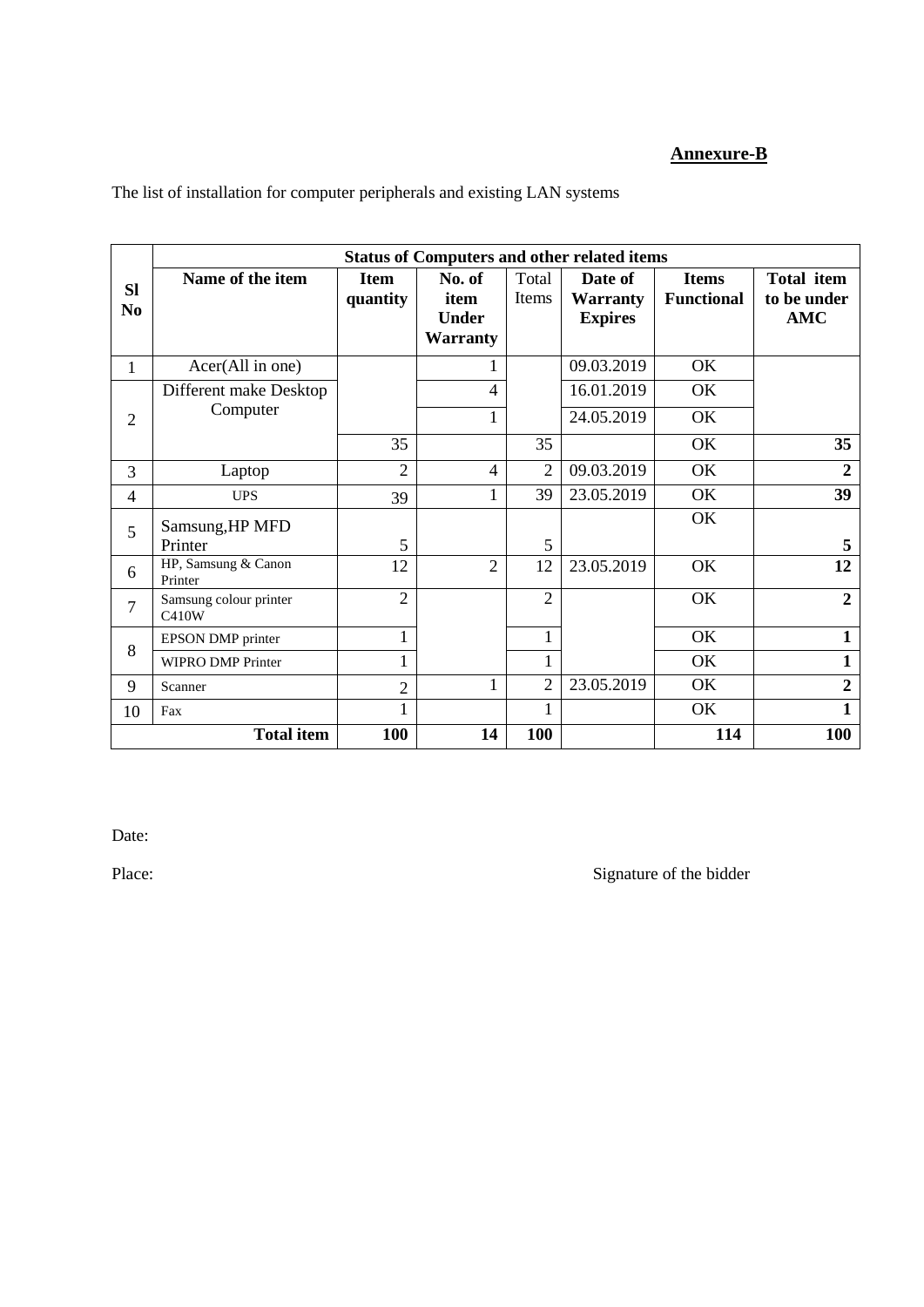**Annexure-B**

The list of installation for computer peripherals and existing LAN systems

| Sl No | Status of Computers and other related items | | | | | | |
|---|---|---|---|---|---|---|---|
| | **Name of the item** | **Item quantity** | **No. of item Under Warranty** | Total Items | **Date of Warranty Expires** | **Items Functional** | **Total item to be under AMC** |
| 1 | Acer(All in one) | | 1 | | 09.03.2019 | OK | |
| 2 | Different make Desktop Computer | | 4 | | 16.01.2019 | OK | |
| | | | 1 | | 24.05.2019 | OK | |
| | | 35 | | 35 | | OK | **35** |
| 3 | Laptop | 2 | 4 | 2 | 09.03.2019 | OK | **2** |
| 4 | UPS | 39 | 1 | 39 | 23.05.2019 | OK | **39** |
| 5 | Samsung,HP MFD Printer | 5 | | 5 | | OK | **5** |
| 6 | HP, Samsung & Canon Printer | 12 | 2 | 12 | 23.05.2019 | OK | **12** |
| 7 | Samsung colour printer C410W | 2 | | 2 | | OK | **2** |
| 8 | EPSON DMP printer | 1 | | 1 | | OK | **1** |
| | WIPRO DMP Printer | 1 | | 1 | | OK | **1** |
| 9 | Scanner | 2 | 1 | 2 | 23.05.2019 | OK | **2** |
| 10 | Fax | 1 | | 1 | | OK | **1** |
| **Total item** | | **100** | **14** | **100** | | **114** | **100** |

Date:

Place: Signature of the bidder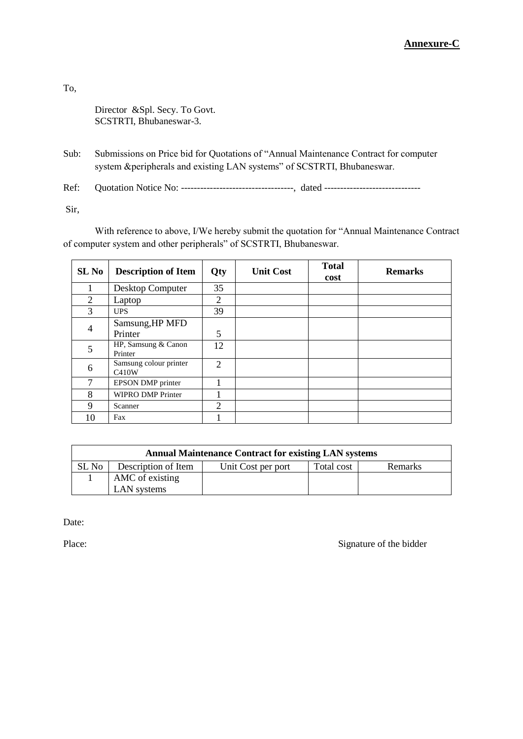**Annexure-C**

To,

Director &Spl. Secy. To Govt.
SCSTRTI, Bhubaneswar-3.

Sub: Submissions on Price bid for Quotations of "Annual Maintenance Contract for computer system &peripherals and existing LAN systems" of SCSTRTI, Bhubaneswar.

Ref: Quotation Notice No: ----------------------------------, dated ------------------------------

Sir,

With reference to above, I/We hereby submit the quotation for "Annual Maintenance Contract of computer system and other peripherals" of SCSTRTI, Bhubaneswar.

| SL No | Description of Item | Qty | Unit Cost | Total cost | Remarks |
|---|---|---|---|---|---|
| 1 | Desktop Computer | 35 | | | |
| 2 | Laptop | 2 | | | |
| 3 | UPS | 39 | | | |
| 4 | Samsung,HP MFD Printer | 5 | | | |
| 5 | HP, Samsung & Canon Printer | 12 | | | |
| 6 | Samsung colour printer C410W | 2 | | | |
| 7 | EPSON DMP printer | 1 | | | |
| 8 | WIPRO DMP Printer | 1 | | | |
| 9 | Scanner | 2 | | | |
| 10 | Fax | 1 | | | |

| **Annual Maintenance Contract for existing LAN systems** | | | | |
|---|---|---|---|---|
| SL No | Description of Item | Unit Cost per port | Total cost | Remarks |
| 1 | AMC of existing LAN systems | | | |

Date:

Place: Signature of the bidder